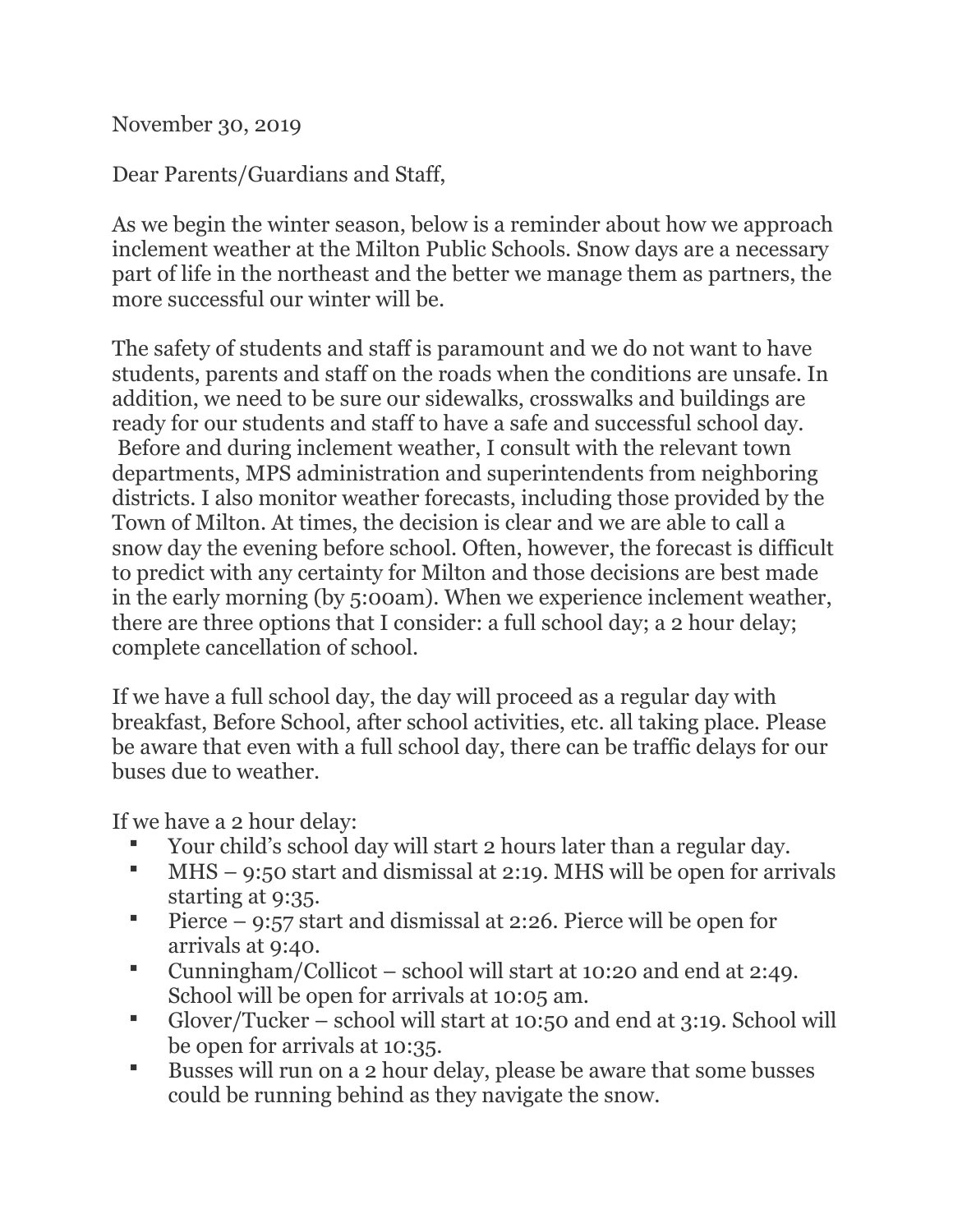November 30, 2019

Dear Parents/Guardians and Staff,

As we begin the winter season, below is a reminder about how we approach inclement weather at the Milton Public Schools. Snow days are a necessary part of life in the northeast and the better we manage them as partners, the more successful our winter will be.

The safety of students and staff is paramount and we do not want to have students, parents and staff on the roads when the conditions are unsafe. In addition, we need to be sure our sidewalks, crosswalks and buildings are ready for our students and staff to have a safe and successful school day. Before and during inclement weather, I consult with the relevant town departments, MPS administration and superintendents from neighboring districts. I also monitor weather forecasts, including those provided by the Town of Milton. At times, the decision is clear and we are able to call a snow day the evening before school. Often, however, the forecast is difficult to predict with any certainty for Milton and those decisions are best made in the early morning (by 5:00am). When we experience inclement weather, there are three options that I consider: a full school day; a 2 hour delay; complete cancellation of school.

If we have a full school day, the day will proceed as a regular day with breakfast, Before School, after school activities, etc. all taking place. Please be aware that even with a full school day, there can be traffic delays for our buses due to weather.

If we have a 2 hour delay:

- Your child's school day will start 2 hours later than a regular day.
- MHS – 9:50 start and dismissal at 2:19. MHS will be open for arrivals starting at 9:35.
- Pierce – 9:57 start and dismissal at 2:26. Pierce will be open for arrivals at 9:40.
- Cunningham/Collicot – school will start at 10:20 and end at 2:49. School will be open for arrivals at 10:05 am.
- Glover/Tucker – school will start at 10:50 and end at 3:19. School will be open for arrivals at 10:35.
- Busses will run on a 2 hour delay, please be aware that some busses could be running behind as they navigate the snow.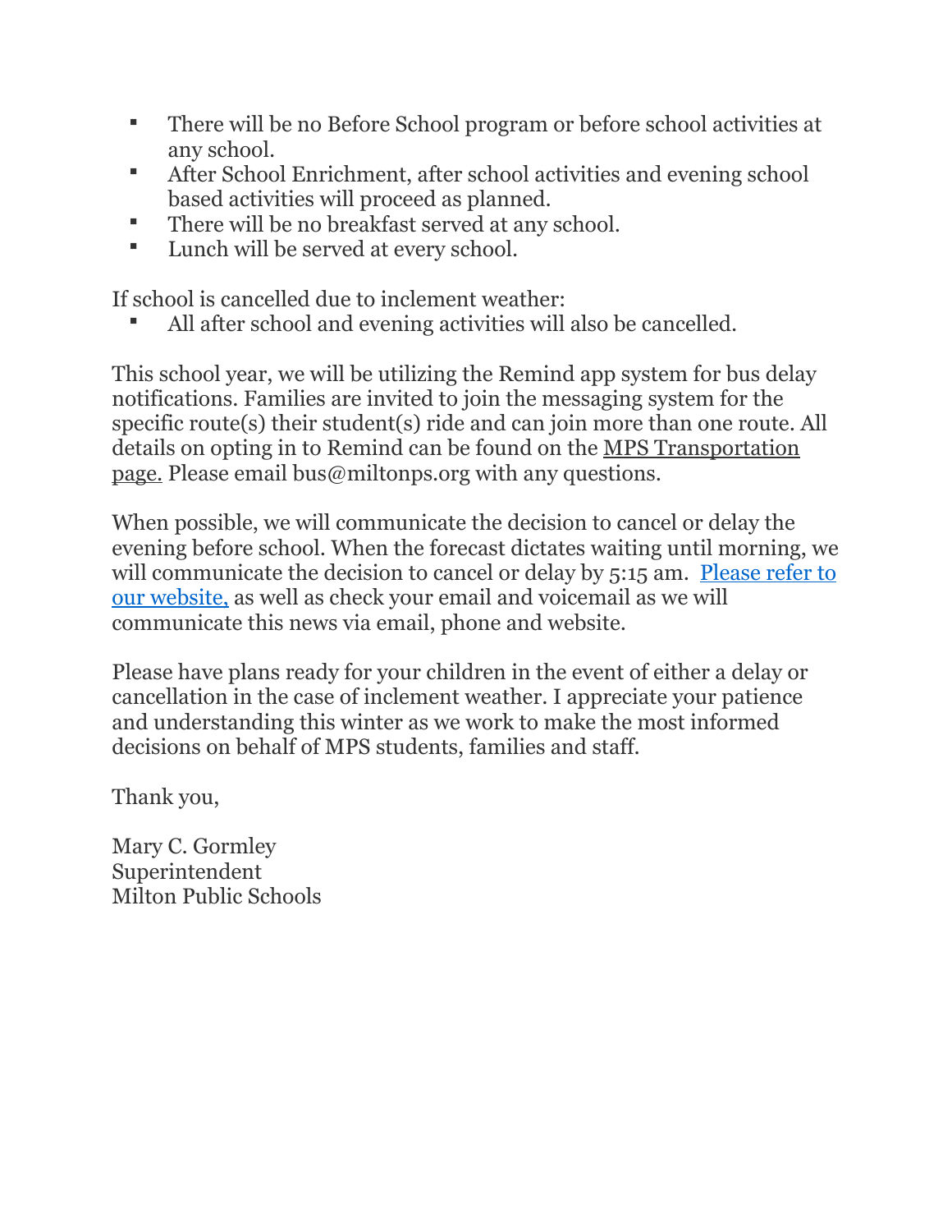- There will be no Before School program or before school activities at any school.
- After School Enrichment, after school activities and evening school based activities will proceed as planned.
- There will be no breakfast served at any school.
- Lunch will be served at every school.

If school is cancelled due to inclement weather:

- All after school and evening activities will also be cancelled.

This school year, we will be utilizing the Remind app system for bus delay notifications. Families are invited to join the messaging system for the specific route(s) their student(s) ride and can join more than one route. All details on opting in to Remind can be found on the MPS Transportation page. Please email bus@miltonps.org with any questions.

When possible, we will communicate the decision to cancel or delay the evening before school. When the forecast dictates waiting until morning, we will communicate the decision to cancel or delay by 5:15 am. Please refer to our website, as well as check your email and voicemail as we will communicate this news via email, phone and website.

Please have plans ready for your children in the event of either a delay or cancellation in the case of inclement weather. I appreciate your patience and understanding this winter as we work to make the most informed decisions on behalf of MPS students, families and staff.

Thank you,

Mary C. Gormley
Superintendent
Milton Public Schools